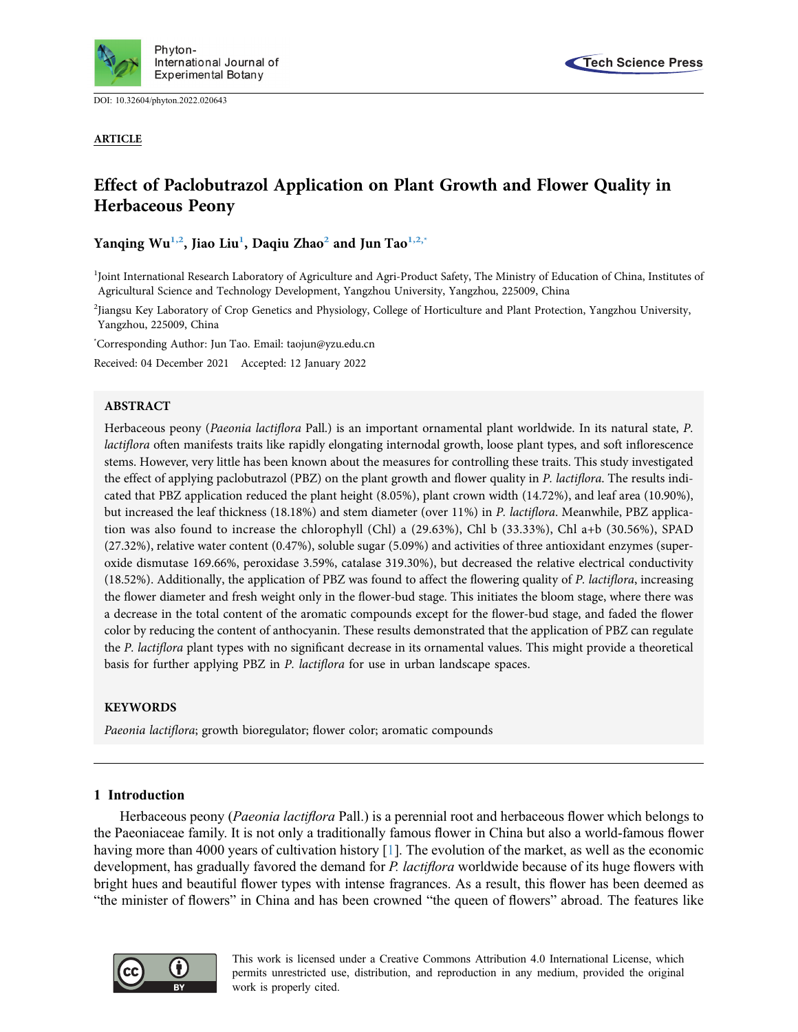DOI: 10.32604/phyton.2022.020643

**ARTICLE**

# Effect of Paclobutrazol Application on Plant Growth and Flower Quality in Herbaceous Peony

**Yanqing Wu[1,2], Jiao Liu[1], Daqiu Zhao[2] and Jun Tao[1,2,*]**

[1]Joint International Research Laboratory of Agriculture and Agri-Product Safety, The Ministry of Education of China, Institutes of Agricultural Science and Technology Development, Yangzhou University, Yangzhou, 225009, China

[2]Jiangsu Key Laboratory of Crop Genetics and Physiology, College of Horticulture and Plant Protection, Yangzhou University, Yangzhou, 225009, China

[*]Corresponding Author: Jun Tao. Email: taojun@yzu.edu.cn

Received: 04 December 2021 Accepted: 12 January 2022

## ABSTRACT

Herbaceous peony (*Paeonia lactiflora* Pall.) is an important ornamental plant worldwide. In its natural state, *P. lactiflora* often manifests traits like rapidly elongating internodal growth, loose plant types, and soft inflorescence stems. However, very little has been known about the measures for controlling these traits. This study investigated the effect of applying paclobutrazol (PBZ) on the plant growth and flower quality in *P. lactiflora*. The results indicated that PBZ application reduced the plant height (8.05%), plant crown width (14.72%), and leaf area (10.90%), but increased the leaf thickness (18.18%) and stem diameter (over 11%) in *P. lactiflora*. Meanwhile, PBZ application was also found to increase the chlorophyll (Chl) a (29.63%), Chl b (33.33%), Chl a+b (30.56%), SPAD (27.32%), relative water content (0.47%), soluble sugar (5.09%) and activities of three antioxidant enzymes (superoxide dismutase 169.66%, peroxidase 3.59%, catalase 319.30%), but decreased the relative electrical conductivity (18.52%). Additionally, the application of PBZ was found to affect the flowering quality of *P. lactiflora*, increasing the flower diameter and fresh weight only in the flower-bud stage. This initiates the bloom stage, where there was a decrease in the total content of the aromatic compounds except for the flower-bud stage, and faded the flower color by reducing the content of anthocyanin. These results demonstrated that the application of PBZ can regulate the *P. lactiflora* plant types with no significant decrease in its ornamental values. This might provide a theoretical basis for further applying PBZ in *P. lactiflora* for use in urban landscape spaces.

## KEYWORDS

*Paeonia lactiflora*; growth bioregulator; flower color; aromatic compounds

## 1 Introduction

Herbaceous peony (*Paeonia lactiflora* Pall.) is a perennial root and herbaceous flower which belongs to the Paeoniaceae family. It is not only a traditionally famous flower in China but also a world-famous flower having more than 4000 years of cultivation history [1]. The evolution of the market, as well as the economic development, has gradually favored the demand for *P. lactiflora* worldwide because of its huge flowers with bright hues and beautiful flower types with intense fragrances. As a result, this flower has been deemed as "the minister of flowers" in China and has been crowned "the queen of flowers" abroad. The features like

This work is licensed under a Creative Commons Attribution 4.0 International License, which permits unrestricted use, distribution, and reproduction in any medium, provided the original work is properly cited.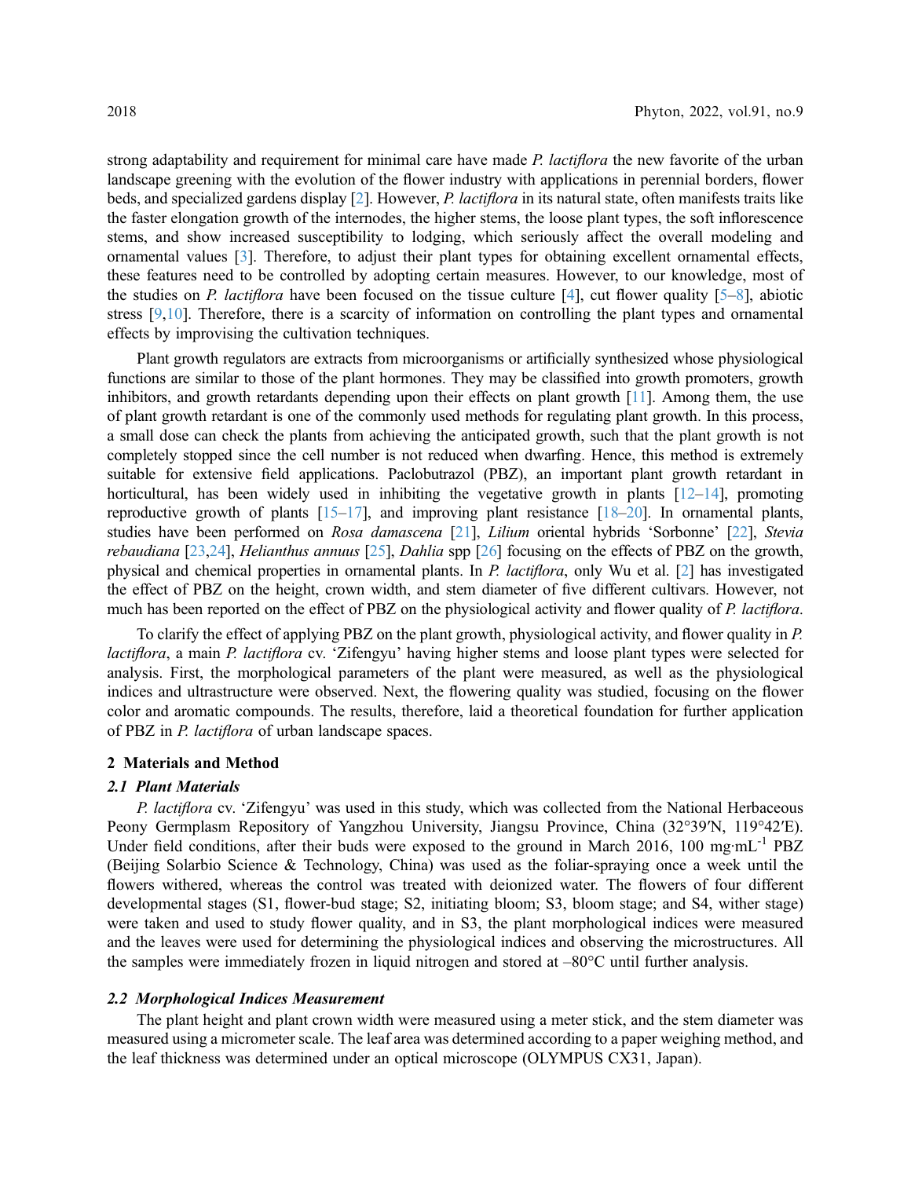strong adaptability and requirement for minimal care have made *P. lactiflora* the new favorite of the urban landscape greening with the evolution of the flower industry with applications in perennial borders, flower beds, and specialized gardens display [2]. However, *P. lactiflora* in its natural state, often manifests traits like the faster elongation growth of the internodes, the higher stems, the loose plant types, the soft inflorescence stems, and show increased susceptibility to lodging, which seriously affect the overall modeling and ornamental values [3]. Therefore, to adjust their plant types for obtaining excellent ornamental effects, these features need to be controlled by adopting certain measures. However, to our knowledge, most of the studies on *P. lactiflora* have been focused on the tissue culture [4], cut flower quality [5–8], abiotic stress [9,10]. Therefore, there is a scarcity of information on controlling the plant types and ornamental effects by improvising the cultivation techniques.

Plant growth regulators are extracts from microorganisms or artificially synthesized whose physiological functions are similar to those of the plant hormones. They may be classified into growth promoters, growth inhibitors, and growth retardants depending upon their effects on plant growth [11]. Among them, the use of plant growth retardant is one of the commonly used methods for regulating plant growth. In this process, a small dose can check the plants from achieving the anticipated growth, such that the plant growth is not completely stopped since the cell number is not reduced when dwarfing. Hence, this method is extremely suitable for extensive field applications. Paclobutrazol (PBZ), an important plant growth retardant in horticultural, has been widely used in inhibiting the vegetative growth in plants [12–14], promoting reproductive growth of plants [15–17], and improving plant resistance [18–20]. In ornamental plants, studies have been performed on *Rosa damascena* [21], *Lilium* oriental hybrids 'Sorbonne' [22], *Stevia rebaudiana* [23,24], *Helianthus annuus* [25], *Dahlia* spp [26] focusing on the effects of PBZ on the growth, physical and chemical properties in ornamental plants. In *P. lactiflora*, only Wu et al. [2] has investigated the effect of PBZ on the height, crown width, and stem diameter of five different cultivars. However, not much has been reported on the effect of PBZ on the physiological activity and flower quality of *P. lactiflora*.

To clarify the effect of applying PBZ on the plant growth, physiological activity, and flower quality in *P. lactiflora*, a main *P. lactiflora* cv. 'Zifengyu' having higher stems and loose plant types were selected for analysis. First, the morphological parameters of the plant were measured, as well as the physiological indices and ultrastructure were observed. Next, the flowering quality was studied, focusing on the flower color and aromatic compounds. The results, therefore, laid a theoretical foundation for further application of PBZ in *P. lactiflora* of urban landscape spaces.

## 2 Materials and Method

### 2.1 Plant Materials

*P. lactiflora* cv. 'Zifengyu' was used in this study, which was collected from the National Herbaceous Peony Germplasm Repository of Yangzhou University, Jiangsu Province, China (32°39′N, 119°42′E). Under field conditions, after their buds were exposed to the ground in March 2016, 100 $mg \cdot mL^{-1}$ PBZ (Beijing Solarbio Science & Technology, China) was used as the foliar-spraying once a week until the flowers withered, whereas the control was treated with deionized water. The flowers of four different developmental stages (S1, flower-bud stage; S2, initiating bloom; S3, bloom stage; and S4, wither stage) were taken and used to study flower quality, and in S3, the plant morphological indices were measured and the leaves were used for determining the physiological indices and observing the microstructures. All the samples were immediately frozen in liquid nitrogen and stored at –80°C until further analysis.

### 2.2 Morphological Indices Measurement

The plant height and plant crown width were measured using a meter stick, and the stem diameter was measured using a micrometer scale. The leaf area was determined according to a paper weighing method, and the leaf thickness was determined under an optical microscope (OLYMPUS CX31, Japan).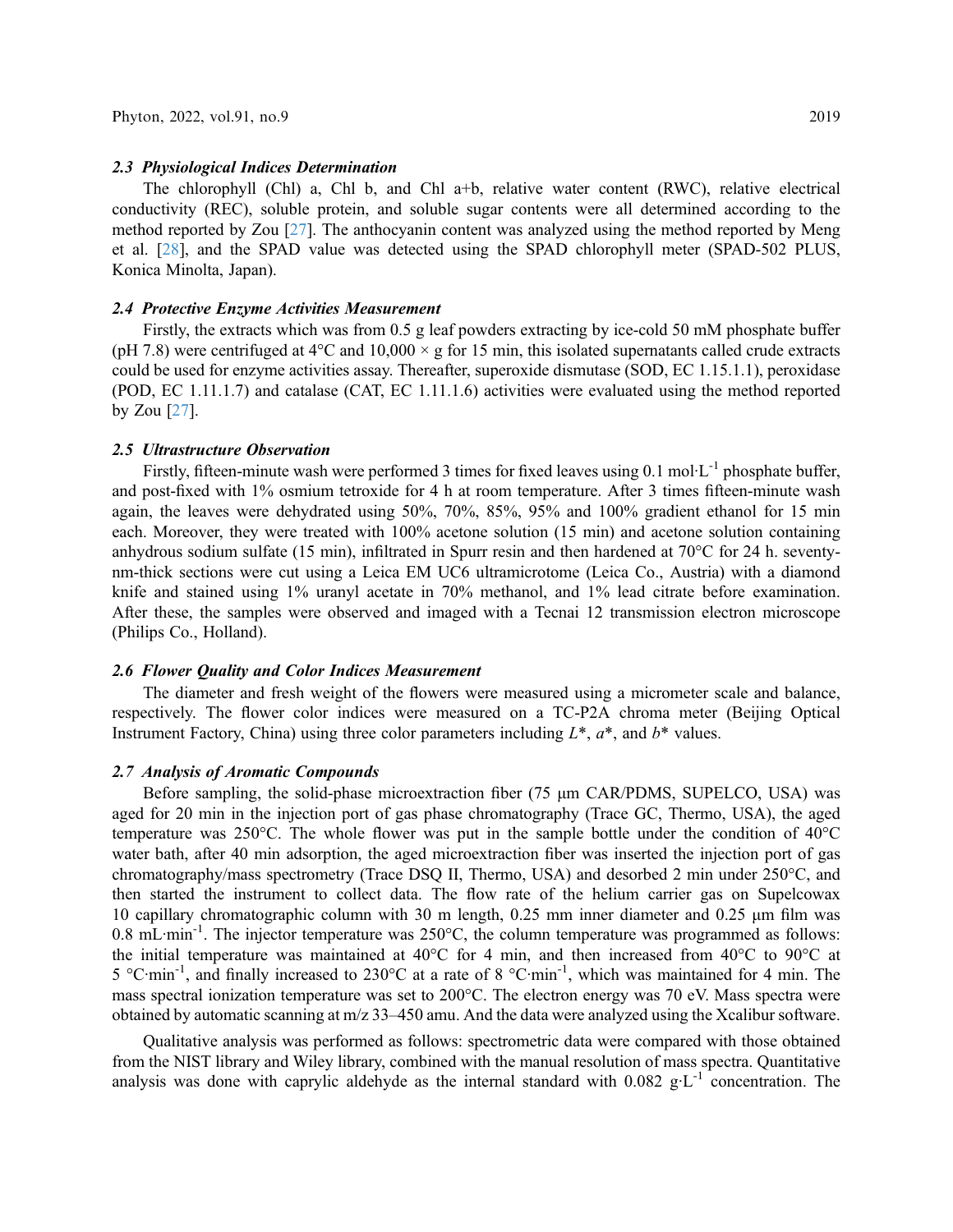### 2.3 Physiological Indices Determination

The chlorophyll (Chl) a, Chl b, and Chl a+b, relative water content (RWC), relative electrical conductivity (REC), soluble protein, and soluble sugar contents were all determined according to the method reported by Zou [27]. The anthocyanin content was analyzed using the method reported by Meng et al. [28], and the SPAD value was detected using the SPAD chlorophyll meter (SPAD-502 PLUS, Konica Minolta, Japan).

### 2.4 Protective Enzyme Activities Measurement

Firstly, the extracts which was from 0.5 g leaf powders extracting by ice-cold 50 mM phosphate buffer (pH 7.8) were centrifuged at 4°C and 10,000 × g for 15 min, this isolated supernatants called crude extracts could be used for enzyme activities assay. Thereafter, superoxide dismutase (SOD, EC 1.15.1.1), peroxidase (POD, EC 1.11.1.7) and catalase (CAT, EC 1.11.1.6) activities were evaluated using the method reported by Zou [27].

### 2.5 Ultrastructure Observation

Firstly, fifteen-minute wash were performed 3 times for fixed leaves using 0.1 mol·L$^{-1}$ phosphate buffer, and post-fixed with 1% osmium tetroxide for 4 h at room temperature. After 3 times fifteen-minute wash again, the leaves were dehydrated using 50%, 70%, 85%, 95% and 100% gradient ethanol for 15 min each. Moreover, they were treated with 100% acetone solution (15 min) and acetone solution containing anhydrous sodium sulfate (15 min), infiltrated in Spurr resin and then hardened at 70°C for 24 h. seventy-nm-thick sections were cut using a Leica EM UC6 ultramicrotome (Leica Co., Austria) with a diamond knife and stained using 1% uranyl acetate in 70% methanol, and 1% lead citrate before examination. After these, the samples were observed and imaged with a Tecnai 12 transmission electron microscope (Philips Co., Holland).

### 2.6 Flower Quality and Color Indices Measurement

The diameter and fresh weight of the flowers were measured using a micrometer scale and balance, respectively. The flower color indices were measured on a TC-P2A chroma meter (Beijing Optical Instrument Factory, China) using three color parameters including $L^*$, $a^*$, and $b^*$ values.

### 2.7 Analysis of Aromatic Compounds

Before sampling, the solid-phase microextraction fiber (75 μm CAR/PDMS, SUPELCO, USA) was aged for 20 min in the injection port of gas phase chromatography (Trace GC, Thermo, USA), the aged temperature was 250°C. The whole flower was put in the sample bottle under the condition of 40°C water bath, after 40 min adsorption, the aged microextraction fiber was inserted the injection port of gas chromatography/mass spectrometry (Trace DSQ II, Thermo, USA) and desorbed 2 min under 250°C, and then started the instrument to collect data. The flow rate of the helium carrier gas on Supelcowax 10 capillary chromatographic column with 30 m length, 0.25 mm inner diameter and 0.25 μm film was 0.8 mL·min$^{-1}$. The injector temperature was 250°C, the column temperature was programmed as follows: the initial temperature was maintained at 40°C for 4 min, and then increased from 40°C to 90°C at 5 °C·min$^{-1}$, and finally increased to 230°C at a rate of 8 °C·min$^{-1}$, which was maintained for 4 min. The mass spectral ionization temperature was set to 200°C. The electron energy was 70 eV. Mass spectra were obtained by automatic scanning at m/z 33–450 amu. And the data were analyzed using the Xcalibur software.

Qualitative analysis was performed as follows: spectrometric data were compared with those obtained from the NIST library and Wiley library, combined with the manual resolution of mass spectra. Quantitative analysis was done with caprylic aldehyde as the internal standard with 0.082 g·L$^{-1}$ concentration. The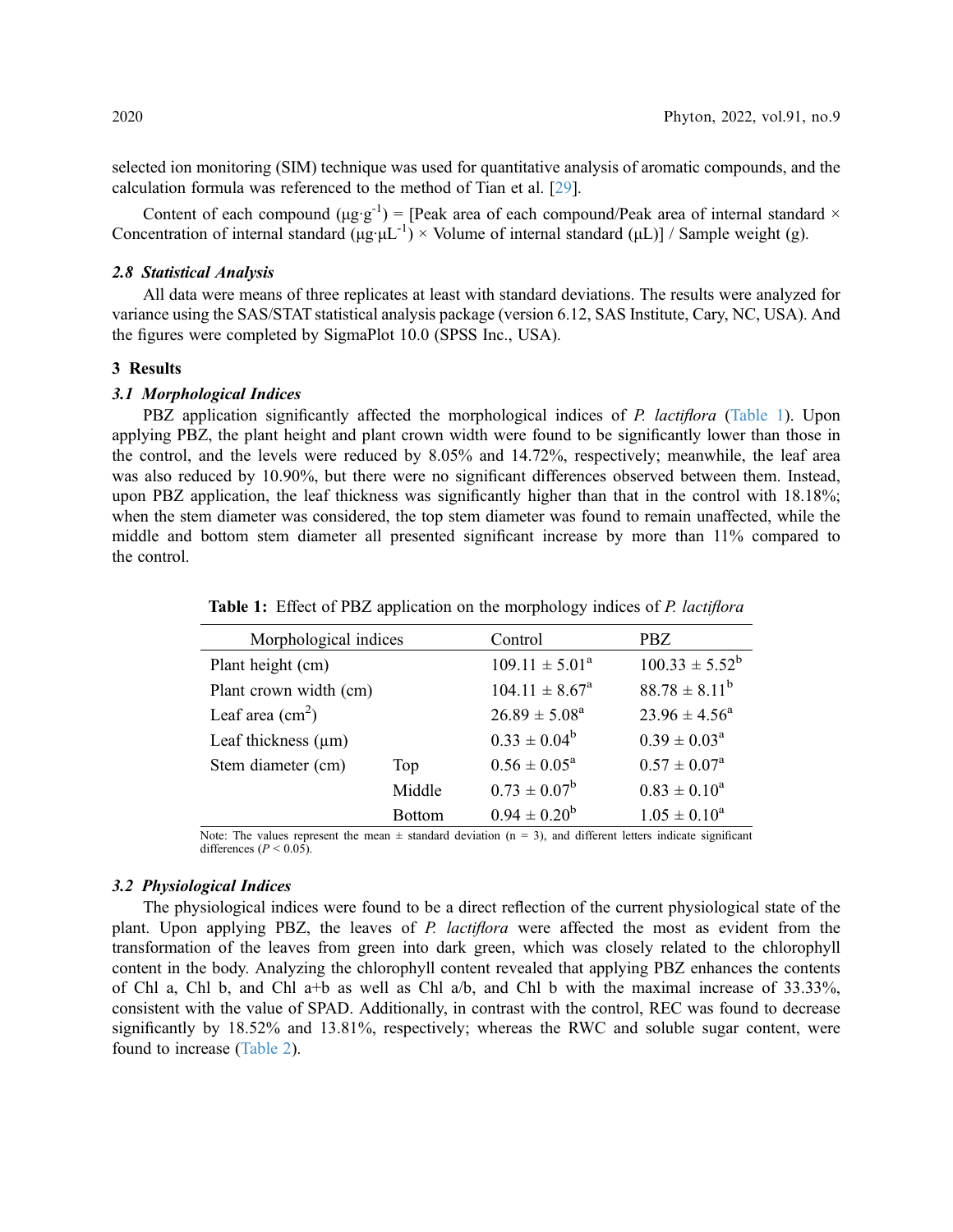selected ion monitoring (SIM) technique was used for quantitative analysis of aromatic compounds, and the calculation formula was referenced to the method of Tian et al. [29].

Content of each compound ($\mu g \cdot g^{-1}$) = [Peak area of each compound/Peak area of internal standard × Concentration of internal standard ($\mu g \cdot \mu L^{-1}$) × Volume of internal standard ($\mu L$)] / Sample weight (g).

### *2.8 Statistical Analysis*

All data were means of three replicates at least with standard deviations. The results were analyzed for variance using the SAS/STAT statistical analysis package (version 6.12, SAS Institute, Cary, NC, USA). And the figures were completed by SigmaPlot 10.0 (SPSS Inc., USA).

## 3 Results

### *3.1 Morphological Indices*

PBZ application significantly affected the morphological indices of *P. lactiflora* (Table 1). Upon applying PBZ, the plant height and plant crown width were found to be significantly lower than those in the control, and the levels were reduced by 8.05% and 14.72%, respectively; meanwhile, the leaf area was also reduced by 10.90%, but there were no significant differences observed between them. Instead, upon PBZ application, the leaf thickness was significantly higher than that in the control with 18.18%; when the stem diameter was considered, the top stem diameter was found to remain unaffected, while the middle and bottom stem diameter all presented significant increase by more than 11% compared to the control.

**Table 1:** Effect of PBZ application on the morphology indices of *P. lactiflora*

| Morphological indices | | Control | PBZ |
|---|---|---|---|
| Plant height (cm) | | $109.11 \pm 5.01^{a}$ | $100.33 \pm 5.52^{b}$ |
| Plant crown width (cm) | | $104.11 \pm 8.67^{a}$ | $88.78 \pm 8.11^{b}$ |
| Leaf area ($cm^2$) | | $26.89 \pm 5.08^{a}$ | $23.96 \pm 4.56^{a}$ |
| Leaf thickness (μm) | | $0.33 \pm 0.04^{b}$ | $0.39 \pm 0.03^{a}$ |
| Stem diameter (cm) | Top | $0.56 \pm 0.05^{a}$ | $0.57 \pm 0.07^{a}$ |
| | Middle | $0.73 \pm 0.07^{b}$ | $0.83 \pm 0.10^{a}$ |
| | Bottom | $0.94 \pm 0.20^{b}$ | $1.05 \pm 0.10^{a}$ |

Note: The values represent the mean ± standard deviation (n = 3), and different letters indicate significant differences ($P < 0.05$).

### *3.2 Physiological Indices*

The physiological indices were found to be a direct reflection of the current physiological state of the plant. Upon applying PBZ, the leaves of *P. lactiflora* were affected the most as evident from the transformation of the leaves from green into dark green, which was closely related to the chlorophyll content in the body. Analyzing the chlorophyll content revealed that applying PBZ enhances the contents of Chl a, Chl b, and Chl a+b as well as Chl a/b, and Chl b with the maximal increase of 33.33%, consistent with the value of SPAD. Additionally, in contrast with the control, REC was found to decrease significantly by 18.52% and 13.81%, respectively; whereas the RWC and soluble sugar content, were found to increase (Table 2).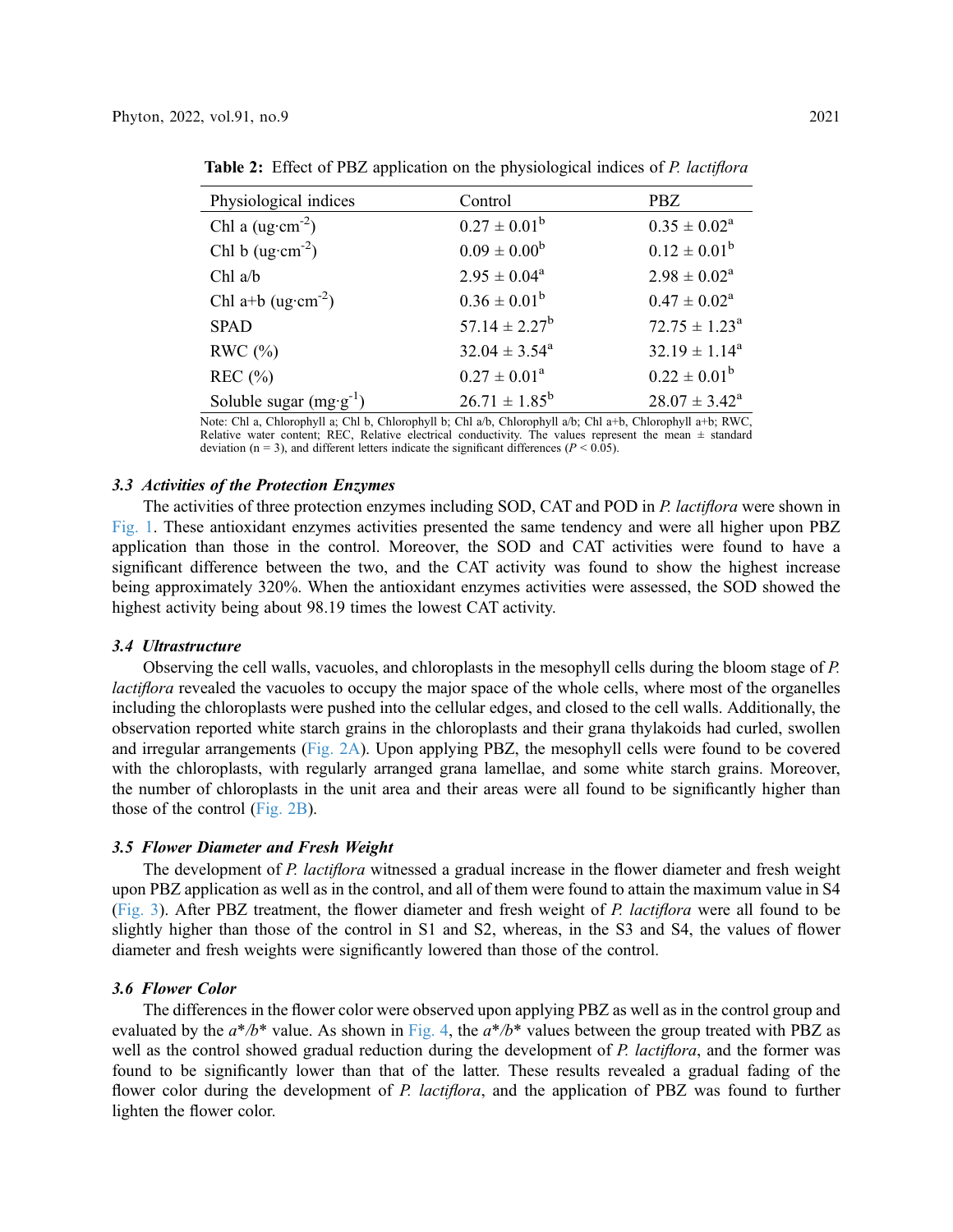**Table 2:** Effect of PBZ application on the physiological indices of *P. lactiflora*

| Physiological indices | Control | PBZ |
|---|---|---|
| Chl a ($ug \cdot cm^{-2}$) | $0.27 \pm 0.01^b$ | $0.35 \pm 0.02^a$ |
| Chl b ($ug \cdot cm^{-2}$) | $0.09 \pm 0.00^b$ | $0.12 \pm 0.01^b$ |
| Chl a/b | $2.95 \pm 0.04^a$ | $2.98 \pm 0.02^a$ |
| Chl a+b ($ug \cdot cm^{-2}$) | $0.36 \pm 0.01^b$ | $0.47 \pm 0.02^a$ |
| SPAD | $57.14 \pm 2.27^b$ | $72.75 \pm 1.23^a$ |
| RWC (%) | $32.04 \pm 3.54^a$ | $32.19 \pm 1.14^a$ |
| REC (%) | $0.27 \pm 0.01^a$ | $0.22 \pm 0.01^b$ |
| Soluble sugar ($mg \cdot g^{-1}$) | $26.71 \pm 1.85^b$ | $28.07 \pm 3.42^a$ |

Note: Chl a, Chlorophyll a; Chl b, Chlorophyll b; Chl a/b, Chlorophyll a/b; Chl a+b, Chlorophyll a+b; RWC, Relative water content; REC, Relative electrical conductivity. The values represent the mean ± standard deviation (n = 3), and different letters indicate the significant differences ($P < 0.05$).

### 3.3 Activities of the Protection Enzymes

The activities of three protection enzymes including SOD, CAT and POD in *P. lactiflora* were shown in Fig. 1. These antioxidant enzymes activities presented the same tendency and were all higher upon PBZ application than those in the control. Moreover, the SOD and CAT activities were found to have a significant difference between the two, and the CAT activity was found to show the highest increase being approximately 320%. When the antioxidant enzymes activities were assessed, the SOD showed the highest activity being about 98.19 times the lowest CAT activity.

### 3.4 Ultrastructure

Observing the cell walls, vacuoles, and chloroplasts in the mesophyll cells during the bloom stage of *P. lactiflora* revealed the vacuoles to occupy the major space of the whole cells, where most of the organelles including the chloroplasts were pushed into the cellular edges, and closed to the cell walls. Additionally, the observation reported white starch grains in the chloroplasts and their grana thylakoids had curled, swollen and irregular arrangements (Fig. 2A). Upon applying PBZ, the mesophyll cells were found to be covered with the chloroplasts, with regularly arranged grana lamellae, and some white starch grains. Moreover, the number of chloroplasts in the unit area and their areas were all found to be significantly higher than those of the control (Fig. 2B).

### 3.5 Flower Diameter and Fresh Weight

The development of *P. lactiflora* witnessed a gradual increase in the flower diameter and fresh weight upon PBZ application as well as in the control, and all of them were found to attain the maximum value in S4 (Fig. 3). After PBZ treatment, the flower diameter and fresh weight of *P. lactiflora* were all found to be slightly higher than those of the control in S1 and S2, whereas, in the S3 and S4, the values of flower diameter and fresh weights were significantly lowered than those of the control.

### 3.6 Flower Color

The differences in the flower color were observed upon applying PBZ as well as in the control group and evaluated by the $a^*/b^*$ value. As shown in Fig. 4, the $a^*/b^*$ values between the group treated with PBZ as well as the control showed gradual reduction during the development of *P. lactiflora*, and the former was found to be significantly lower than that of the latter. These results revealed a gradual fading of the flower color during the development of *P. lactiflora*, and the application of PBZ was found to further lighten the flower color.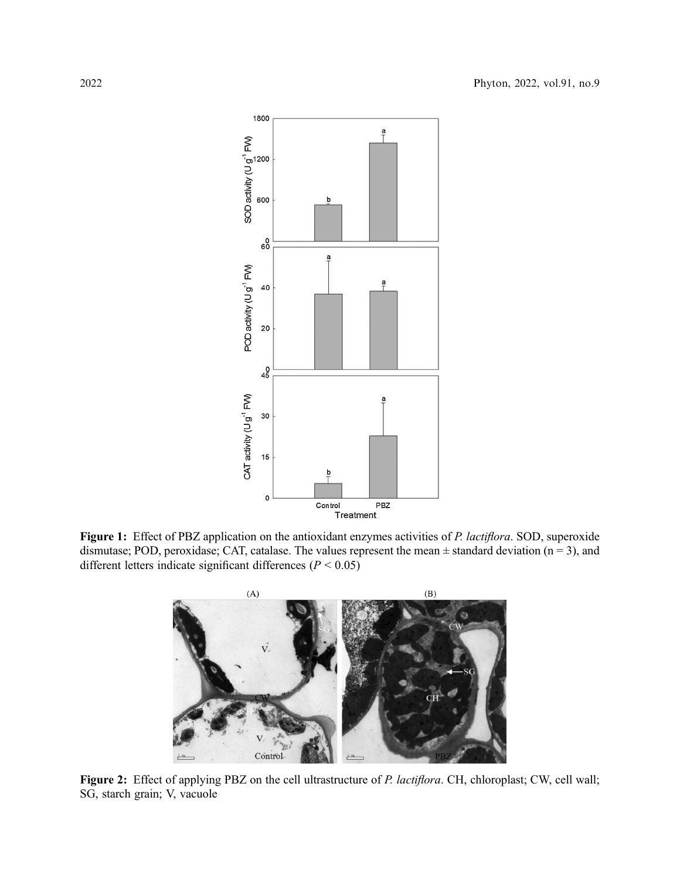**Figure 1:** Effect of PBZ application on the antioxidant enzymes activities of *P. lactiflora*. SOD, superoxide dismutase; POD, peroxidase; CAT, catalase. The values represent the mean ± standard deviation (n = 3), and different letters indicate significant differences ($P < 0.05$)

**Figure 2:** Effect of applying PBZ on the cell ultrastructure of *P. lactiflora*. CH, chloroplast; CW, cell wall; SG, starch grain; V, vacuole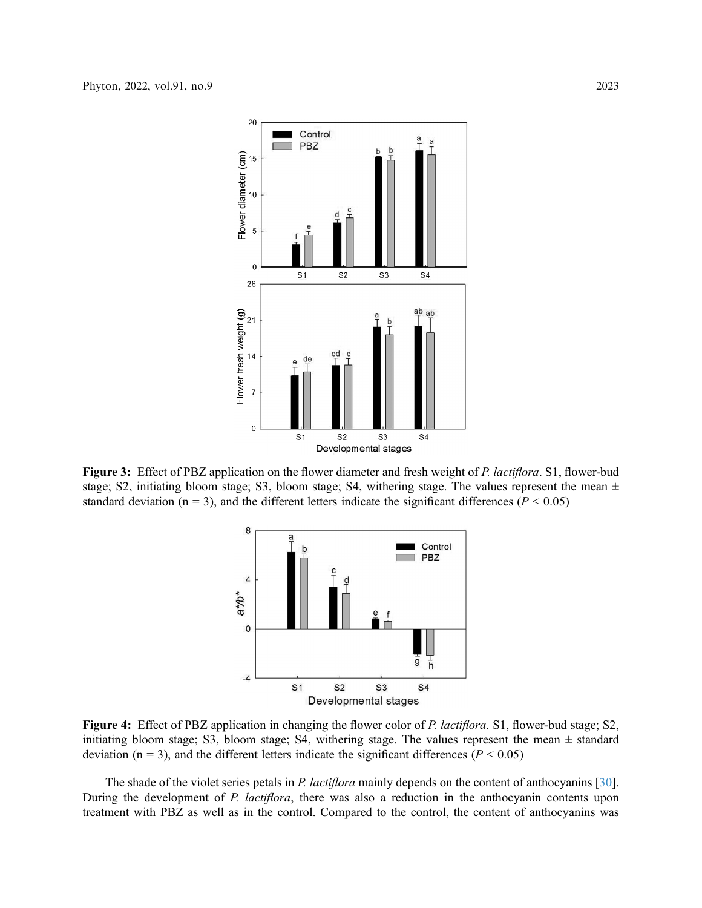**Figure 3:** Effect of PBZ application on the flower diameter and fresh weight of *P. lactiflora*. S1, flower-bud stage; S2, initiating bloom stage; S3, bloom stage; S4, withering stage. The values represent the mean ± standard deviation (n = 3), and the different letters indicate the significant differences ($P < 0.05$)

**Figure 4:** Effect of PBZ application in changing the flower color of *P. lactiflora*. S1, flower-bud stage; S2, initiating bloom stage; S3, bloom stage; S4, withering stage. The values represent the mean ± standard deviation (n = 3), and the different letters indicate the significant differences ($P < 0.05$)

The shade of the violet series petals in *P. lactiflora* mainly depends on the content of anthocyanins [30]. During the development of *P. lactiflora*, there was also a reduction in the anthocyanin contents upon treatment with PBZ as well as in the control. Compared to the control, the content of anthocyanins was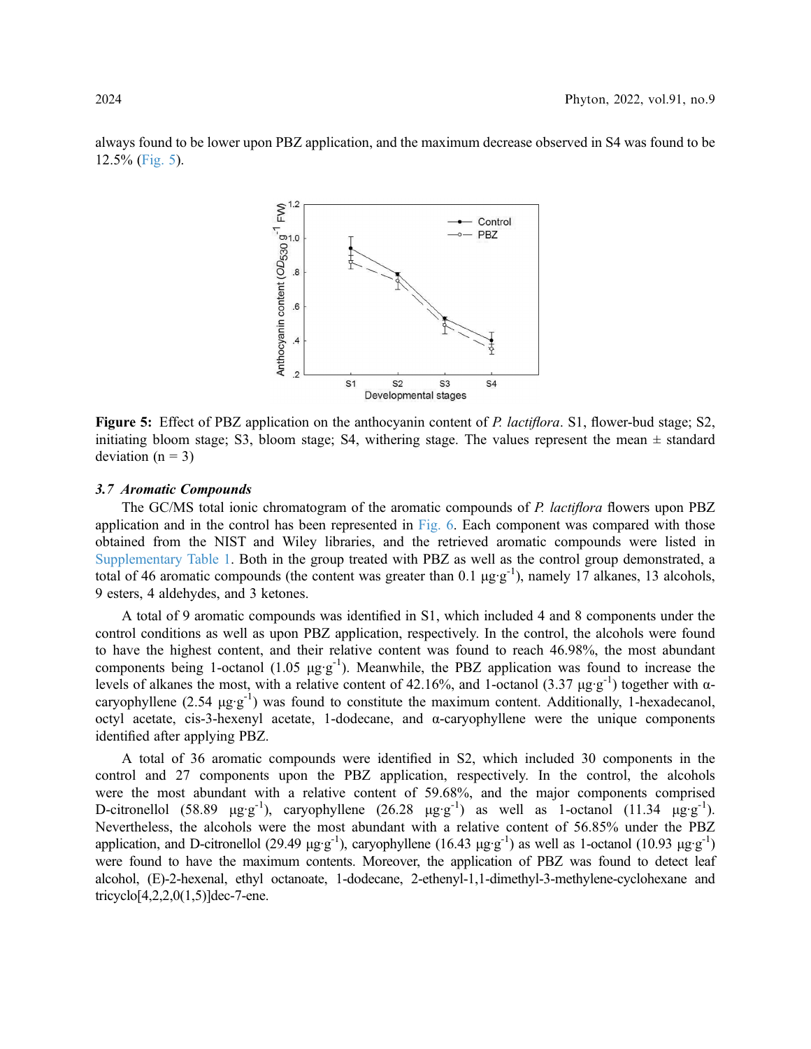always found to be lower upon PBZ application, and the maximum decrease observed in S4 was found to be 12.5% (Fig. 5).

**Figure 5:** Effect of PBZ application on the anthocyanin content of *P. lactiflora*. S1, flower-bud stage; S2, initiating bloom stage; S3, bloom stage; S4, withering stage. The values represent the mean ± standard deviation (n = 3)

### *3.7 Aromatic Compounds*

The GC/MS total ionic chromatogram of the aromatic compounds of *P. lactiflora* flowers upon PBZ application and in the control has been represented in Fig. 6. Each component was compared with those obtained from the NIST and Wiley libraries, and the retrieved aromatic compounds were listed in Supplementary Table 1. Both in the group treated with PBZ as well as the control group demonstrated, a total of 46 aromatic compounds (the content was greater than 0.1 $\mu g \cdot g^{-1}$), namely 17 alkanes, 13 alcohols, 9 esters, 4 aldehydes, and 3 ketones.

A total of 9 aromatic compounds was identified in S1, which included 4 and 8 components under the control conditions as well as upon PBZ application, respectively. In the control, the alcohols were found to have the highest content, and their relative content was found to reach 46.98%, the most abundant components being 1-octanol (1.05 $\mu g \cdot g^{-1}$). Meanwhile, the PBZ application was found to increase the levels of alkanes the most, with a relative content of 42.16%, and 1-octanol (3.37 $\mu g \cdot g^{-1}$) together with α-caryophyllene (2.54 $\mu g \cdot g^{-1}$) was found to constitute the maximum content. Additionally, 1-hexadecanol, octyl acetate, cis-3-hexenyl acetate, 1-dodecane, and α-caryophyllene were the unique components identified after applying PBZ.

A total of 36 aromatic compounds were identified in S2, which included 30 components in the control and 27 components upon the PBZ application, respectively. In the control, the alcohols were the most abundant with a relative content of 59.68%, and the major components comprised D-citronellol (58.89 $\mu g \cdot g^{-1}$), caryophyllene (26.28 $\mu g \cdot g^{-1}$) as well as 1-octanol (11.34 $\mu g \cdot g^{-1}$). Nevertheless, the alcohols were the most abundant with a relative content of 56.85% under the PBZ application, and D-citronellol (29.49 $\mu g \cdot g^{-1}$), caryophyllene (16.43 $\mu g \cdot g^{-1}$) as well as 1-octanol (10.93 $\mu g \cdot g^{-1}$) were found to have the maximum contents. Moreover, the application of PBZ was found to detect leaf alcohol, (E)-2-hexenal, ethyl octanoate, 1-dodecane, 2-ethenyl-1,1-dimethyl-3-methylene-cyclohexane and tricyclo[4,2,2,0(1,5)]dec-7-ene.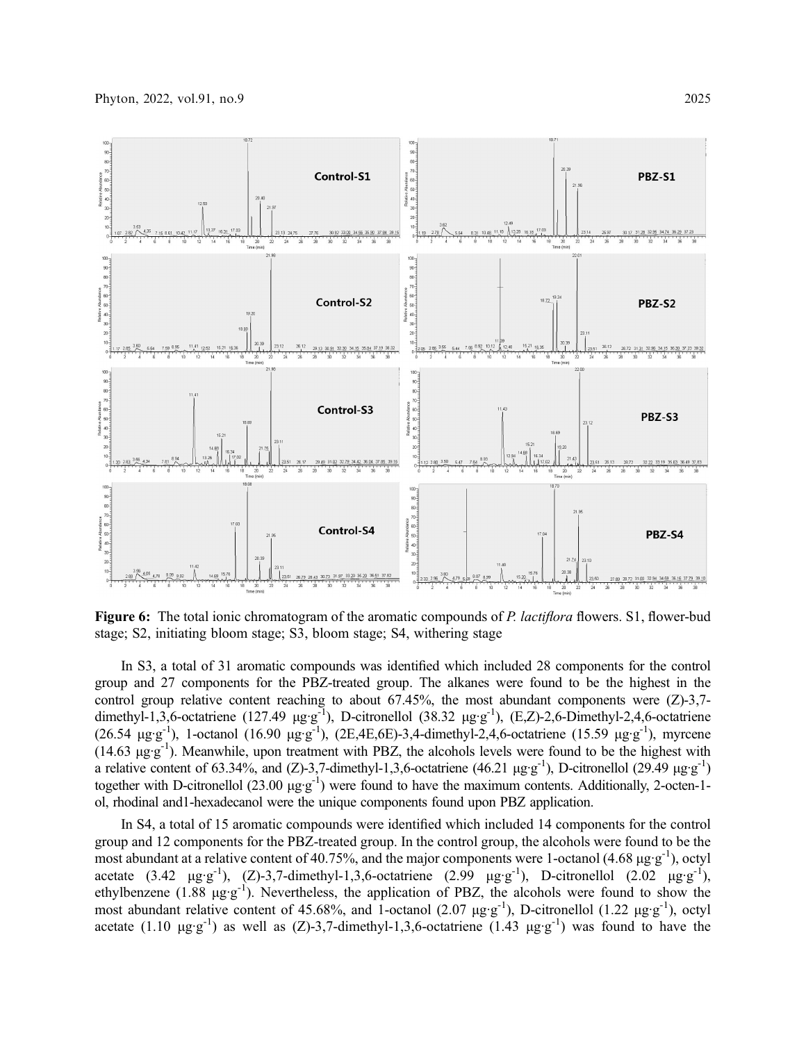**Figure 6:** The total ionic chromatogram of the aromatic compounds of *P. lactiflora* flowers. S1, flower-bud stage; S2, initiating bloom stage; S3, bloom stage; S4, withering stage

In S3, a total of 31 aromatic compounds was identified which included 28 components for the control group and 27 components for the PBZ-treated group. The alkanes were found to be the highest in the control group relative content reaching to about 67.45%, the most abundant components were (Z)-3,7-dimethyl-1,3,6-octatriene (127.49 $\mu g \cdot g^{-1}$), D-citronellol (38.32 $\mu g \cdot g^{-1}$), (E,Z)-2,6-Dimethyl-2,4,6-octatriene (26.54 $\mu g \cdot g^{-1}$), 1-octanol (16.90 $\mu g \cdot g^{-1}$), (2E,4E,6E)-3,4-dimethyl-2,4,6-octatriene (15.59 $\mu g \cdot g^{-1}$), myrcene (14.63 $\mu g \cdot g^{-1}$). Meanwhile, upon treatment with PBZ, the alcohols levels were found to be the highest with a relative content of 63.34%, and (Z)-3,7-dimethyl-1,3,6-octatriene (46.21 $\mu g \cdot g^{-1}$), D-citronellol (29.49 $\mu g \cdot g^{-1}$) together with D-citronellol (23.00 $\mu g \cdot g^{-1}$) were found to have the maximum contents. Additionally, 2-octen-1-ol, rhodinal and1-hexadecanol were the unique components found upon PBZ application.

In S4, a total of 15 aromatic compounds were identified which included 14 components for the control group and 12 components for the PBZ-treated group. In the control group, the alcohols were found to be the most abundant at a relative content of 40.75%, and the major components were 1-octanol (4.68 $\mu g \cdot g^{-1}$), octyl acetate (3.42 $\mu g \cdot g^{-1}$), (Z)-3,7-dimethyl-1,3,6-octatriene (2.99 $\mu g \cdot g^{-1}$), D-citronellol (2.02 $\mu g \cdot g^{-1}$), ethylbenzene (1.88 $\mu g \cdot g^{-1}$). Nevertheless, the application of PBZ, the alcohols were found to show the most abundant relative content of 45.68%, and 1-octanol (2.07 $\mu g \cdot g^{-1}$), D-citronellol (1.22 $\mu g \cdot g^{-1}$), octyl acetate (1.10 $\mu g \cdot g^{-1}$) as well as (Z)-3,7-dimethyl-1,3,6-octatriene (1.43 $\mu g \cdot g^{-1}$) was found to have the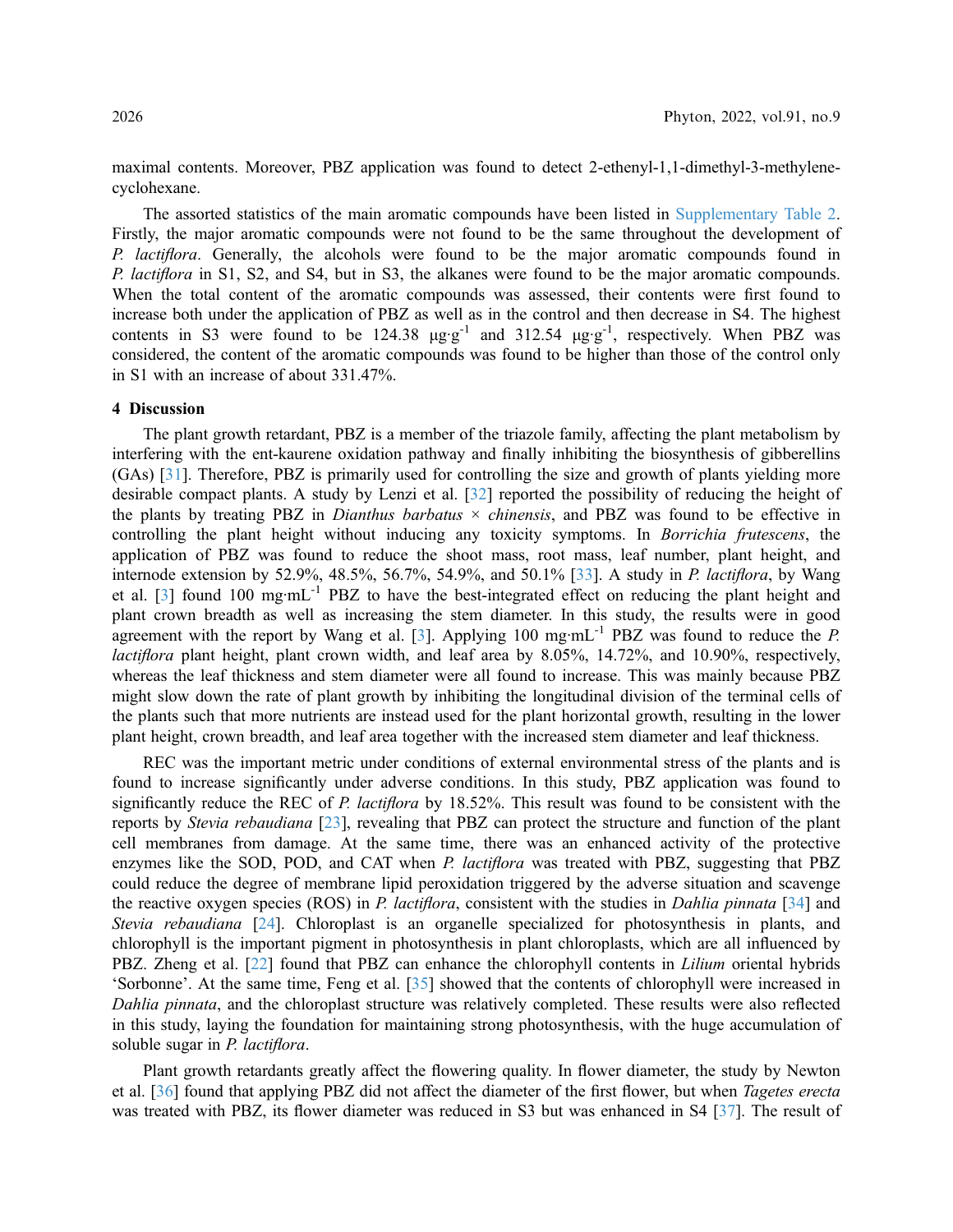maximal contents. Moreover, PBZ application was found to detect 2-ethenyl-1,1-dimethyl-3-methylene-cyclohexane.

The assorted statistics of the main aromatic compounds have been listed in Supplementary Table 2. Firstly, the major aromatic compounds were not found to be the same throughout the development of *P. lactiflora*. Generally, the alcohols were found to be the major aromatic compounds found in *P. lactiflora* in S1, S2, and S4, but in S3, the alkanes were found to be the major aromatic compounds. When the total content of the aromatic compounds was assessed, their contents were first found to increase both under the application of PBZ as well as in the control and then decrease in S4. The highest contents in S3 were found to be 124.38 $\mu g \cdot g^{-1}$ and 312.54 $\mu g \cdot g^{-1}$, respectively. When PBZ was considered, the content of the aromatic compounds was found to be higher than those of the control only in S1 with an increase of about 331.47%.

## 4 Discussion

The plant growth retardant, PBZ is a member of the triazole family, affecting the plant metabolism by interfering with the ent-kaurene oxidation pathway and finally inhibiting the biosynthesis of gibberellins (GAs) [31]. Therefore, PBZ is primarily used for controlling the size and growth of plants yielding more desirable compact plants. A study by Lenzi et al. [32] reported the possibility of reducing the height of the plants by treating PBZ in *Dianthus barbatus* × *chinensis*, and PBZ was found to be effective in controlling the plant height without inducing any toxicity symptoms. In *Borrichia frutescens*, the application of PBZ was found to reduce the shoot mass, root mass, leaf number, plant height, and internode extension by 52.9%, 48.5%, 56.7%, 54.9%, and 50.1% [33]. A study in *P. lactiflora*, by Wang et al. [3] found 100 $mg \cdot mL^{-1}$ PBZ to have the best-integrated effect on reducing the plant height and plant crown breadth as well as increasing the stem diameter. In this study, the results were in good agreement with the report by Wang et al. [3]. Applying 100 $mg \cdot mL^{-1}$ PBZ was found to reduce the *P. lactiflora* plant height, plant crown width, and leaf area by 8.05%, 14.72%, and 10.90%, respectively, whereas the leaf thickness and stem diameter were all found to increase. This was mainly because PBZ might slow down the rate of plant growth by inhibiting the longitudinal division of the terminal cells of the plants such that more nutrients are instead used for the plant horizontal growth, resulting in the lower plant height, crown breadth, and leaf area together with the increased stem diameter and leaf thickness.

REC was the important metric under conditions of external environmental stress of the plants and is found to increase significantly under adverse conditions. In this study, PBZ application was found to significantly reduce the REC of *P. lactiflora* by 18.52%. This result was found to be consistent with the reports by *Stevia rebaudiana* [23], revealing that PBZ can protect the structure and function of the plant cell membranes from damage. At the same time, there was an enhanced activity of the protective enzymes like the SOD, POD, and CAT when *P. lactiflora* was treated with PBZ, suggesting that PBZ could reduce the degree of membrane lipid peroxidation triggered by the adverse situation and scavenge the reactive oxygen species (ROS) in *P. lactiflora*, consistent with the studies in *Dahlia pinnata* [34] and *Stevia rebaudiana* [24]. Chloroplast is an organelle specialized for photosynthesis in plants, and chlorophyll is the important pigment in photosynthesis in plant chloroplasts, which are all influenced by PBZ. Zheng et al. [22] found that PBZ can enhance the chlorophyll contents in *Lilium* oriental hybrids 'Sorbonne'. At the same time, Feng et al. [35] showed that the contents of chlorophyll were increased in *Dahlia pinnata*, and the chloroplast structure was relatively completed. These results were also reflected in this study, laying the foundation for maintaining strong photosynthesis, with the huge accumulation of soluble sugar in *P. lactiflora*.

Plant growth retardants greatly affect the flowering quality. In flower diameter, the study by Newton et al. [36] found that applying PBZ did not affect the diameter of the first flower, but when *Tagetes erecta* was treated with PBZ, its flower diameter was reduced in S3 but was enhanced in S4 [37]. The result of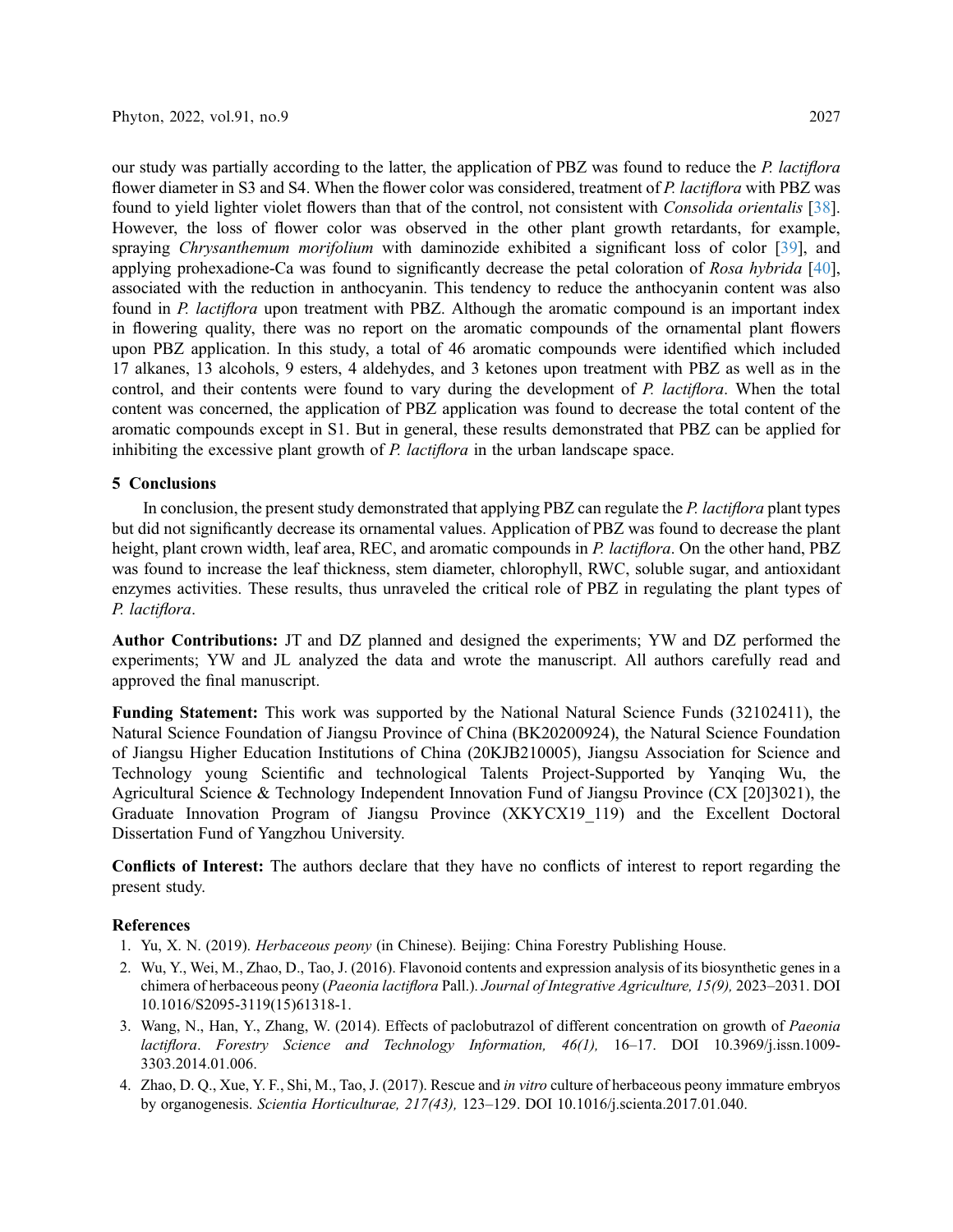our study was partially according to the latter, the application of PBZ was found to reduce the *P. lactiflora* flower diameter in S3 and S4. When the flower color was considered, treatment of *P. lactiflora* with PBZ was found to yield lighter violet flowers than that of the control, not consistent with *Consolida orientalis* [38]. However, the loss of flower color was observed in the other plant growth retardants, for example, spraying *Chrysanthemum morifolium* with daminozide exhibited a significant loss of color [39], and applying prohexadione-Ca was found to significantly decrease the petal coloration of *Rosa hybrida* [40], associated with the reduction in anthocyanin. This tendency to reduce the anthocyanin content was also found in *P. lactiflora* upon treatment with PBZ. Although the aromatic compound is an important index in flowering quality, there was no report on the aromatic compounds of the ornamental plant flowers upon PBZ application. In this study, a total of 46 aromatic compounds were identified which included 17 alkanes, 13 alcohols, 9 esters, 4 aldehydes, and 3 ketones upon treatment with PBZ as well as in the control, and their contents were found to vary during the development of *P. lactiflora*. When the total content was concerned, the application of PBZ application was found to decrease the total content of the aromatic compounds except in S1. But in general, these results demonstrated that PBZ can be applied for inhibiting the excessive plant growth of *P. lactiflora* in the urban landscape space.

## 5 Conclusions

In conclusion, the present study demonstrated that applying PBZ can regulate the *P. lactiflora* plant types but did not significantly decrease its ornamental values. Application of PBZ was found to decrease the plant height, plant crown width, leaf area, REC, and aromatic compounds in *P. lactiflora*. On the other hand, PBZ was found to increase the leaf thickness, stem diameter, chlorophyll, RWC, soluble sugar, and antioxidant enzymes activities. These results, thus unraveled the critical role of PBZ in regulating the plant types of *P. lactiflora*.

**Author Contributions:** JT and DZ planned and designed the experiments; YW and DZ performed the experiments; YW and JL analyzed the data and wrote the manuscript. All authors carefully read and approved the final manuscript.

**Funding Statement:** This work was supported by the National Natural Science Funds (32102411), the Natural Science Foundation of Jiangsu Province of China (BK20200924), the Natural Science Foundation of Jiangsu Higher Education Institutions of China (20KJB210005), Jiangsu Association for Science and Technology young Scientific and technological Talents Project-Supported by Yanqing Wu, the Agricultural Science & Technology Independent Innovation Fund of Jiangsu Province (CX [20]3021), the Graduate Innovation Program of Jiangsu Province (XKYCX19_119) and the Excellent Doctoral Dissertation Fund of Yangzhou University.

**Conflicts of Interest:** The authors declare that they have no conflicts of interest to report regarding the present study.

## References

1. Yu, X. N. (2019). *Herbaceous peony* (in Chinese). Beijing: China Forestry Publishing House.
2. Wu, Y., Wei, M., Zhao, D., Tao, J. (2016). Flavonoid contents and expression analysis of its biosynthetic genes in a chimera of herbaceous peony (*Paeonia lactiflora* Pall.). *Journal of Integrative Agriculture, 15(9),* 2023–2031. DOI 10.1016/S2095-3119(15)61318-1.
3. Wang, N., Han, Y., Zhang, W. (2014). Effects of paclobutrazol of different concentration on growth of *Paeonia lactiflora*. *Forestry Science and Technology Information, 46(1),* 16–17. DOI 10.3969/j.issn.1009-3303.2014.01.006.
4. Zhao, D. Q., Xue, Y. F., Shi, M., Tao, J. (2017). Rescue and *in vitro* culture of herbaceous peony immature embryos by organogenesis. *Scientia Horticulturae, 217(43),* 123–129. DOI 10.1016/j.scienta.2017.01.040.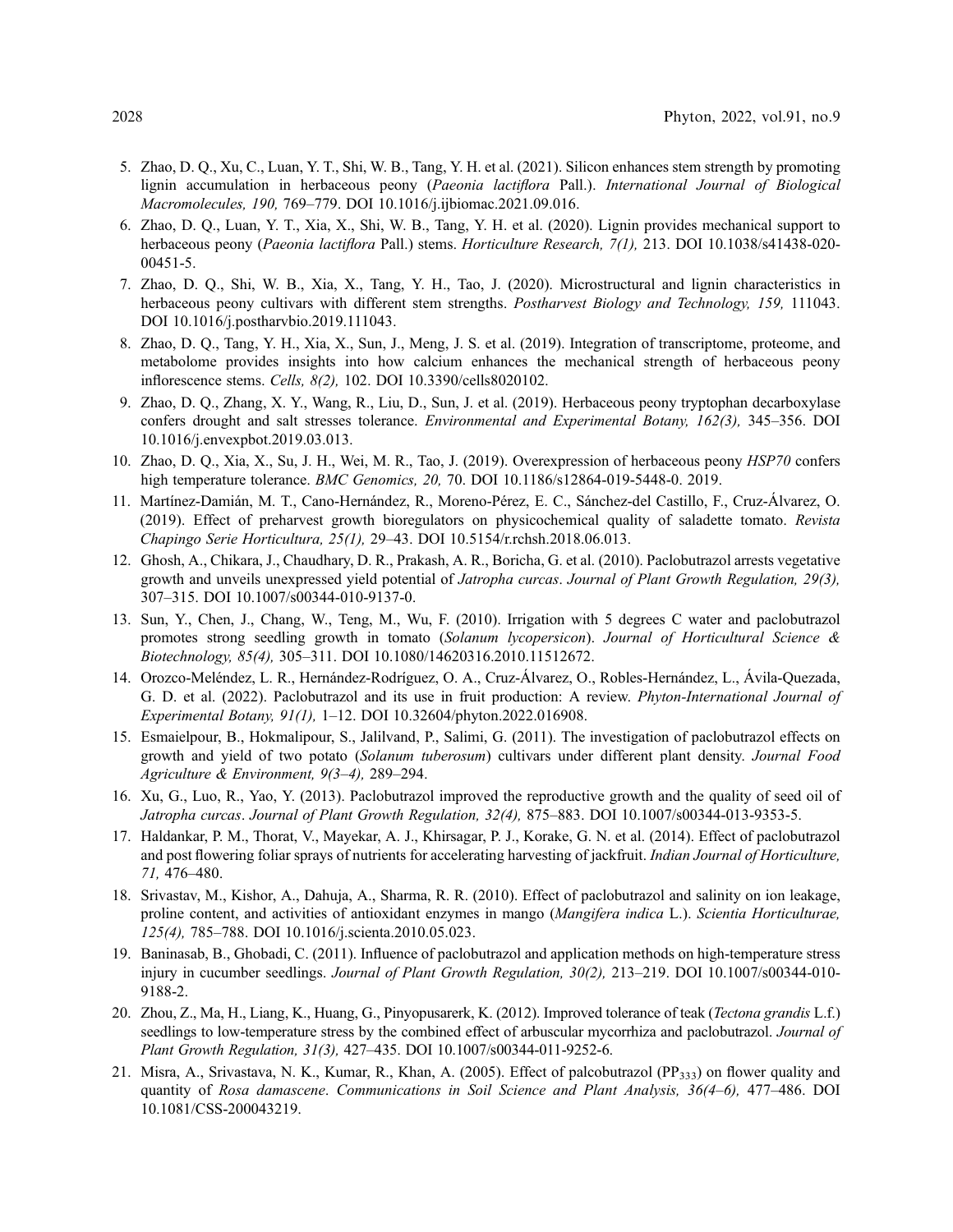5. Zhao, D. Q., Xu, C., Luan, Y. T., Shi, W. B., Tang, Y. H. et al. (2021). Silicon enhances stem strength by promoting lignin accumulation in herbaceous peony (*Paeonia lactiflora* Pall.). *International Journal of Biological Macromolecules, 190,* 769–779. DOI 10.1016/j.ijbiomac.2021.09.016.
6. Zhao, D. Q., Luan, Y. T., Xia, X., Shi, W. B., Tang, Y. H. et al. (2020). Lignin provides mechanical support to herbaceous peony (*Paeonia lactiflora* Pall.) stems. *Horticulture Research, 7(1),* 213. DOI 10.1038/s41438-020-00451-5.
7. Zhao, D. Q., Shi, W. B., Xia, X., Tang, Y. H., Tao, J. (2020). Microstructural and lignin characteristics in herbaceous peony cultivars with different stem strengths. *Postharvest Biology and Technology, 159,* 111043. DOI 10.1016/j.postharvbio.2019.111043.
8. Zhao, D. Q., Tang, Y. H., Xia, X., Sun, J., Meng, J. S. et al. (2019). Integration of transcriptome, proteome, and metabolome provides insights into how calcium enhances the mechanical strength of herbaceous peony inflorescence stems. *Cells, 8(2),* 102. DOI 10.3390/cells8020102.
9. Zhao, D. Q., Zhang, X. Y., Wang, R., Liu, D., Sun, J. et al. (2019). Herbaceous peony tryptophan decarboxylase confers drought and salt stresses tolerance. *Environmental and Experimental Botany, 162(3),* 345–356. DOI 10.1016/j.envexpbot.2019.03.013.
10. Zhao, D. Q., Xia, X., Su, J. H., Wei, M. R., Tao, J. (2019). Overexpression of herbaceous peony *HSP70* confers high temperature tolerance. *BMC Genomics, 20,* 70. DOI 10.1186/s12864-019-5448-0. 2019.
11. Martínez-Damián, M. T., Cano-Hernández, R., Moreno-Pérez, E. C., Sánchez-del Castillo, F., Cruz-Álvarez, O. (2019). Effect of preharvest growth bioregulators on physicochemical quality of saladette tomato. *Revista Chapingo Serie Horticultura, 25(1),* 29–43. DOI 10.5154/r.rchsh.2018.06.013.
12. Ghosh, A., Chikara, J., Chaudhary, D. R., Prakash, A. R., Boricha, G. et al. (2010). Paclobutrazol arrests vegetative growth and unveils unexpressed yield potential of *Jatropha curcas*. *Journal of Plant Growth Regulation, 29(3),* 307–315. DOI 10.1007/s00344-010-9137-0.
13. Sun, Y., Chen, J., Chang, W., Teng, M., Wu, F. (2010). Irrigation with 5 degrees C water and paclobutrazol promotes strong seedling growth in tomato (*Solanum lycopersicon*). *Journal of Horticultural Science & Biotechnology, 85(4),* 305–311. DOI 10.1080/14620316.2010.11512672.
14. Orozco-Meléndez, L. R., Hernández-Rodríguez, O. A., Cruz-Álvarez, O., Robles-Hernández, L., Ávila-Quezada, G. D. et al. (2022). Paclobutrazol and its use in fruit production: A review. *Phyton-International Journal of Experimental Botany, 91(1),* 1–12. DOI 10.32604/phyton.2022.016908.
15. Esmaielpour, B., Hokmalipour, S., Jalilvand, P., Salimi, G. (2011). The investigation of paclobutrazol effects on growth and yield of two potato (*Solanum tuberosum*) cultivars under different plant density. *Journal Food Agriculture & Environment, 9(3–4),* 289–294.
16. Xu, G., Luo, R., Yao, Y. (2013). Paclobutrazol improved the reproductive growth and the quality of seed oil of *Jatropha curcas*. *Journal of Plant Growth Regulation, 32(4),* 875–883. DOI 10.1007/s00344-013-9353-5.
17. Haldankar, P. M., Thorat, V., Mayekar, A. J., Khirsagar, P. J., Korake, G. N. et al. (2014). Effect of paclobutrazol and post flowering foliar sprays of nutrients for accelerating harvesting of jackfruit. *Indian Journal of Horticulture, 71,* 476–480.
18. Srivastav, M., Kishor, A., Dahuja, A., Sharma, R. R. (2010). Effect of paclobutrazol and salinity on ion leakage, proline content, and activities of antioxidant enzymes in mango (*Mangifera indica* L.). *Scientia Horticulturae, 125(4),* 785–788. DOI 10.1016/j.scienta.2010.05.023.
19. Baninasab, B., Ghobadi, C. (2011). Influence of paclobutrazol and application methods on high-temperature stress injury in cucumber seedlings. *Journal of Plant Growth Regulation, 30(2),* 213–219. DOI 10.1007/s00344-010-9188-2.
20. Zhou, Z., Ma, H., Liang, K., Huang, G., Pinyopusarerk, K. (2012). Improved tolerance of teak (*Tectona grandis* L.f.) seedlings to low-temperature stress by the combined effect of arbuscular mycorrhiza and paclobutrazol. *Journal of Plant Growth Regulation, 31(3),* 427–435. DOI 10.1007/s00344-011-9252-6.
21. Misra, A., Srivastava, N. K., Kumar, R., Khan, A. (2005). Effect of palcobutrazol ($PP_{333}$) on flower quality and quantity of *Rosa damascene*. *Communications in Soil Science and Plant Analysis, 36(4–6),* 477–486. DOI 10.1081/CSS-200043219.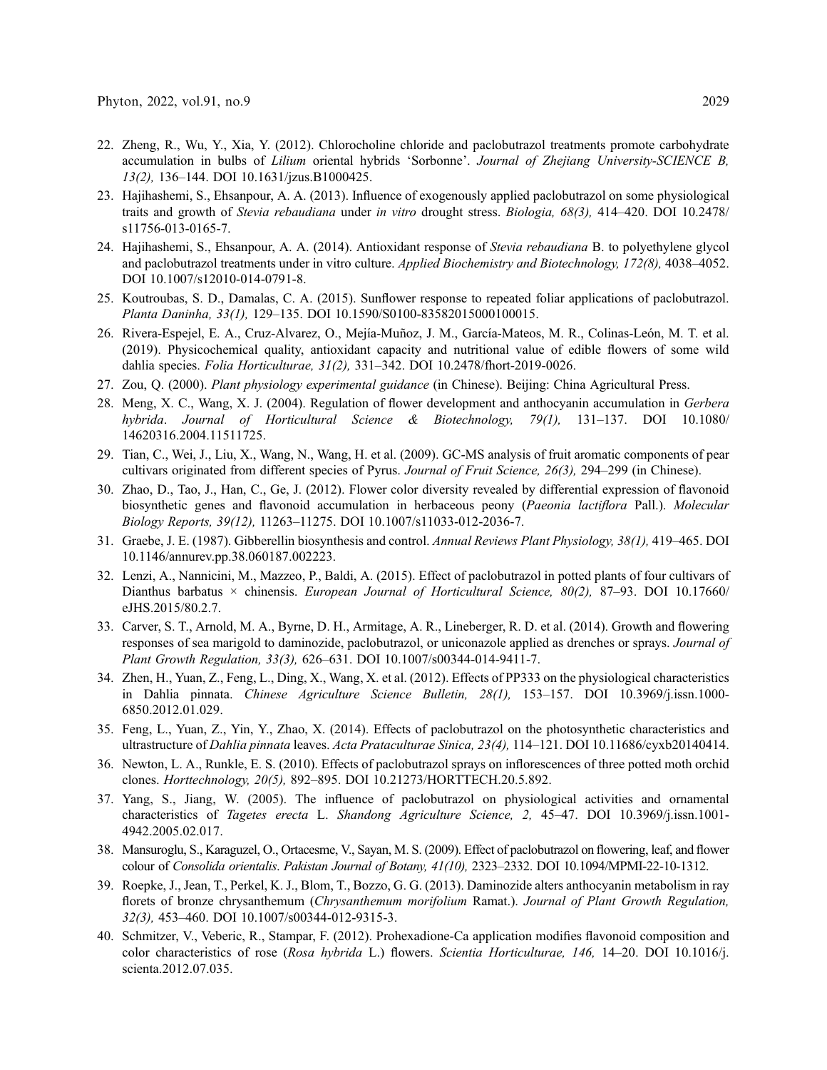22. Zheng, R., Wu, Y., Xia, Y. (2012). Chlorocholine chloride and paclobutrazol treatments promote carbohydrate accumulation in bulbs of *Lilium* oriental hybrids 'Sorbonne'. *Journal of Zhejiang University-SCIENCE B, 13(2),* 136–144. DOI 10.1631/jzus.B1000425.
23. Hajihashemi, S., Ehsanpour, A. A. (2013). Influence of exogenously applied paclobutrazol on some physiological traits and growth of *Stevia rebaudiana* under *in vitro* drought stress. *Biologia, 68(3),* 414–420. DOI 10.2478/s11756-013-0165-7.
24. Hajihashemi, S., Ehsanpour, A. A. (2014). Antioxidant response of *Stevia rebaudiana* B. to polyethylene glycol and paclobutrazol treatments under in vitro culture. *Applied Biochemistry and Biotechnology, 172(8),* 4038–4052. DOI 10.1007/s12010-014-0791-8.
25. Koutroubas, S. D., Damalas, C. A. (2015). Sunflower response to repeated foliar applications of paclobutrazol. *Planta Daninha, 33(1),* 129–135. DOI 10.1590/S0100-83582015000100015.
26. Rivera-Espejel, E. A., Cruz-Alvarez, O., Mejía-Muñoz, J. M., García-Mateos, M. R., Colinas-León, M. T. et al. (2019). Physicochemical quality, antioxidant capacity and nutritional value of edible flowers of some wild dahlia species. *Folia Horticulturae, 31(2),* 331–342. DOI 10.2478/fhort-2019-0026.
27. Zou, Q. (2000). *Plant physiology experimental guidance* (in Chinese). Beijing: China Agricultural Press.
28. Meng, X. C., Wang, X. J. (2004). Regulation of flower development and anthocyanin accumulation in *Gerbera hybrida*. *Journal of Horticultural Science & Biotechnology, 79(1),* 131–137. DOI 10.1080/14620316.2004.11511725.
29. Tian, C., Wei, J., Liu, X., Wang, N., Wang, H. et al. (2009). GC-MS analysis of fruit aromatic components of pear cultivars originated from different species of Pyrus. *Journal of Fruit Science, 26(3),* 294–299 (in Chinese).
30. Zhao, D., Tao, J., Han, C., Ge, J. (2012). Flower color diversity revealed by differential expression of flavonoid biosynthetic genes and flavonoid accumulation in herbaceous peony (*Paeonia lactiflora* Pall.). *Molecular Biology Reports, 39(12),* 11263–11275. DOI 10.1007/s11033-012-2036-7.
31. Graebe, J. E. (1987). Gibberellin biosynthesis and control. *Annual Reviews Plant Physiology, 38(1),* 419–465. DOI 10.1146/annurev.pp.38.060187.002223.
32. Lenzi, A., Nannicini, M., Mazzeo, P., Baldi, A. (2015). Effect of paclobutrazol in potted plants of four cultivars of Dianthus barbatus × chinensis. *European Journal of Horticultural Science, 80(2),* 87–93. DOI 10.17660/eJHS.2015/80.2.7.
33. Carver, S. T., Arnold, M. A., Byrne, D. H., Armitage, A. R., Lineberger, R. D. et al. (2014). Growth and flowering responses of sea marigold to daminozide, paclobutrazol, or uniconazole applied as drenches or sprays. *Journal of Plant Growth Regulation, 33(3),* 626–631. DOI 10.1007/s00344-014-9411-7.
34. Zhen, H., Yuan, Z., Feng, L., Ding, X., Wang, X. et al. (2012). Effects of PP333 on the physiological characteristics in Dahlia pinnata. *Chinese Agriculture Science Bulletin, 28(1),* 153–157. DOI 10.3969/j.issn.1000-6850.2012.01.029.
35. Feng, L., Yuan, Z., Yin, Y., Zhao, X. (2014). Effects of paclobutrazol on the photosynthetic characteristics and ultrastructure of *Dahlia pinnata* leaves. *Acta Prataculturae Sinica, 23(4),* 114–121. DOI 10.11686/cyxb20140414.
36. Newton, L. A., Runkle, E. S. (2010). Effects of paclobutrazol sprays on inflorescences of three potted moth orchid clones. *Horttechnology, 20(5),* 892–895. DOI 10.21273/HORTTECH.20.5.892.
37. Yang, S., Jiang, W. (2005). The influence of paclobutrazol on physiological activities and ornamental characteristics of *Tagetes erecta* L. *Shandong Agriculture Science, 2,* 45–47. DOI 10.3969/j.issn.1001-4942.2005.02.017.
38. Mansuroglu, S., Karaguzel, O., Ortacesme, V., Sayan, M. S. (2009). Effect of paclobutrazol on flowering, leaf, and flower colour of *Consolida orientalis*. *Pakistan Journal of Botany, 41(10),* 2323–2332. DOI 10.1094/MPMI-22-10-1312.
39. Roepke, J., Jean, T., Perkel, K. J., Blom, T., Bozzo, G. G. (2013). Daminozide alters anthocyanin metabolism in ray florets of bronze chrysanthemum (*Chrysanthemum morifolium* Ramat.). *Journal of Plant Growth Regulation, 32(3),* 453–460. DOI 10.1007/s00344-012-9315-3.
40. Schmitzer, V., Veberic, R., Stampar, F. (2012). Prohexadione-Ca application modifies flavonoid composition and color characteristics of rose (*Rosa hybrida* L.) flowers. *Scientia Horticulturae, 146,* 14–20. DOI 10.1016/j.scienta.2012.07.035.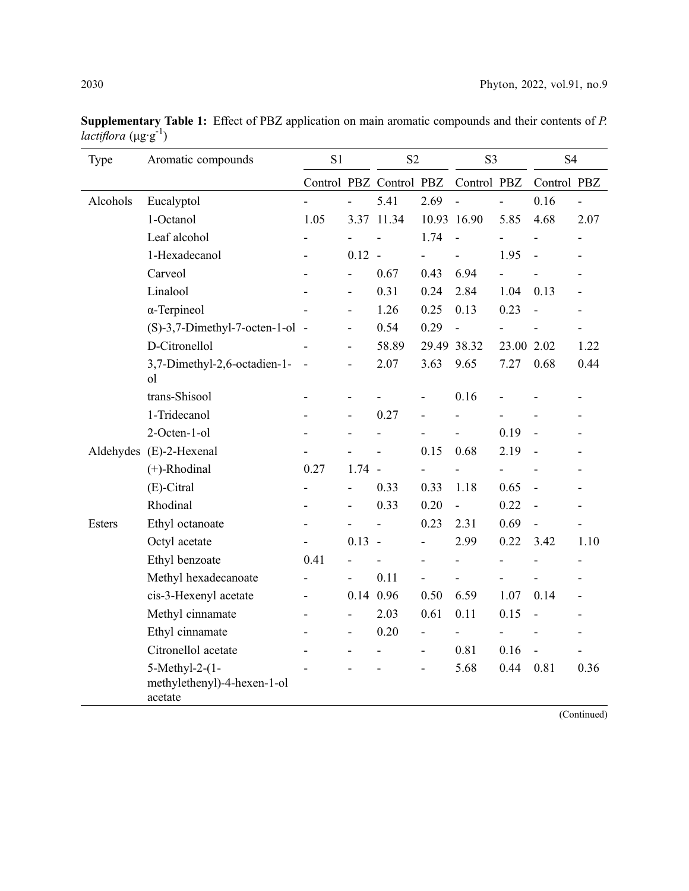**Supplementary Table 1:** Effect of PBZ application on main aromatic compounds and their contents of *P. lactiflora* (μg·g$^{-1}$)

| Type | Aromatic compounds | S1 | | S2 | | S3 | | S4 | |
|---|---|---|---|---|---|---|---|---|---|
| | | Control | PBZ | Control | PBZ | Control | PBZ | Control | PBZ |
| Alcohols | Eucalyptol | - | - | 5.41 | 2.69 | - | - | 0.16 | - |
| | 1-Octanol | 1.05 | 3.37 | 11.34 | 10.93 | 16.90 | 5.85 | 4.68 | 2.07 |
| | Leaf alcohol | - | - | - | 1.74 | - | - | - | - |
| | 1-Hexadecanol | - | 0.12 | - | - | - | 1.95 | - | - |
| | Carveol | - | - | 0.67 | 0.43 | 6.94 | - | - | - |
| | Linalool | - | - | 0.31 | 0.24 | 2.84 | 1.04 | 0.13 | - |
| | α-Terpineol | - | - | 1.26 | 0.25 | 0.13 | 0.23 | - | - |
| | (S)-3,7-Dimethyl-7-octen-1-ol | - | - | 0.54 | 0.29 | - | - | - | - |
| | D-Citronellol | - | - | 58.89 | 29.49 | 38.32 | 23.00 | 2.02 | 1.22 |
| | 3,7-Dimethyl-2,6-octadien-1-ol | - | - | 2.07 | 3.63 | 9.65 | 7.27 | 0.68 | 0.44 |
| | trans-Shisool | - | - | - | - | 0.16 | - | - | - |
| | 1-Tridecanol | - | - | 0.27 | - | - | - | - | - |
| | 2-Octen-1-ol | - | - | - | - | - | 0.19 | - | - |
| Aldehydes | (E)-2-Hexenal | - | - | - | 0.15 | 0.68 | 2.19 | - | - |
| | (+)-Rhodinal | 0.27 | 1.74 | - | - | - | - | - | - |
| | (E)-Citral | - | - | 0.33 | 0.33 | 1.18 | 0.65 | - | - |
| | Rhodinal | - | - | 0.33 | 0.20 | - | 0.22 | - | - |
| Esters | Ethyl octanoate | - | - | - | 0.23 | 2.31 | 0.69 | - | - |
| | Octyl acetate | - | 0.13 | - | - | 2.99 | 0.22 | 3.42 | 1.10 |
| | Ethyl benzoate | 0.41 | - | - | - | - | - | - | - |
| | Methyl hexadecanoate | - | - | 0.11 | - | - | - | - | - |
| | cis-3-Hexenyl acetate | - | 0.14 | 0.96 | 0.50 | 6.59 | 1.07 | 0.14 | - |
| | Methyl cinnamate | - | - | 2.03 | 0.61 | 0.11 | 0.15 | - | - |
| | Ethyl cinnamate | - | - | 0.20 | - | - | - | - | - |
| | Citronellol acetate | - | - | - | - | 0.81 | 0.16 | - | - |
| | 5-Methyl-2-(1-methylethenyl)-4-hexen-1-ol acetate | - | - | - | - | 5.68 | 0.44 | 0.81 | 0.36 |

(Continued)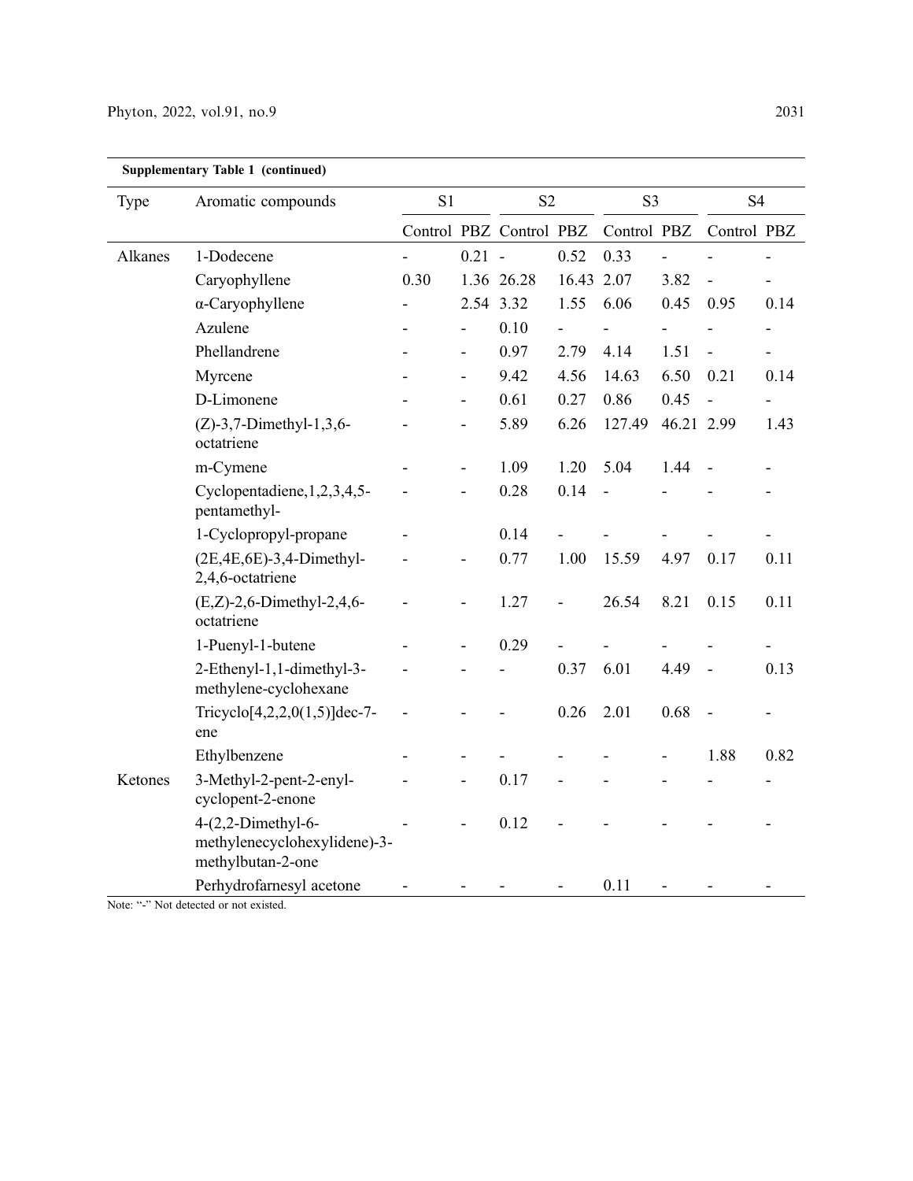**Supplementary Table 1 (continued)**

| Type | Aromatic compounds | S1 | | S2 | | S3 | | S4 | |
|---|---|---|---|---|---|---|---|---|---|
| | | Control | PBZ | Control | PBZ | Control | PBZ | Control | PBZ |
| Alkanes | 1-Dodecene | - | 0.21 | - | 0.52 | 0.33 | - | - | - |
| | Caryophyllene | 0.30 | 1.36 | 26.28 | 16.43 | 2.07 | 3.82 | - | - |
| | α-Caryophyllene | - | 2.54 | 3.32 | 1.55 | 6.06 | 0.45 | 0.95 | 0.14 |
| | Azulene | - | - | 0.10 | - | - | - | - | - |
| | Phellandrene | - | - | 0.97 | 2.79 | 4.14 | 1.51 | - | - |
| | Myrcene | - | - | 9.42 | 4.56 | 14.63 | 6.50 | 0.21 | 0.14 |
| | D-Limonene | - | - | 0.61 | 0.27 | 0.86 | 0.45 | - | - |
| | (Z)-3,7-Dimethyl-1,3,6-octatriene | - | - | 5.89 | 6.26 | 127.49 | 46.21 | 2.99 | 1.43 |
| | m-Cymene | - | - | 1.09 | 1.20 | 5.04 | 1.44 | - | - |
| | Cyclopentadiene,1,2,3,4,5-pentamethyl- | - | - | 0.28 | 0.14 | - | - | - | - |
| | 1-Cyclopropyl-propane | - | | 0.14 | - | - | - | - | - |
| | (2E,4E,6E)-3,4-Dimethyl-2,4,6-octatriene | - | - | 0.77 | 1.00 | 15.59 | 4.97 | 0.17 | 0.11 |
| | (E,Z)-2,6-Dimethyl-2,4,6-octatriene | - | - | 1.27 | - | 26.54 | 8.21 | 0.15 | 0.11 |
| | 1-Puenyl-1-butene | - | - | 0.29 | - | - | - | - | - |
| | 2-Ethenyl-1,1-dimethyl-3-methylene-cyclohexane | - | - | - | 0.37 | 6.01 | 4.49 | - | 0.13 |
| | Tricyclo[4,2,2,0(1,5)]dec-7-ene | - | - | - | 0.26 | 2.01 | 0.68 | - | - |
| | Ethylbenzene | - | - | - | - | - | - | 1.88 | 0.82 |
| Ketones | 3-Methyl-2-pent-2-enyl-cyclopent-2-enone | - | - | 0.17 | - | - | - | - | - |
| | 4-(2,2-Dimethyl-6-methylenecyclohexylidene)-3-methylbutan-2-one | - | - | 0.12 | - | - | - | - | - |
| | Perhydrofarnesyl acetone | - | - | - | - | 0.11 | - | - | - |

Note: "-" Not detected or not existed.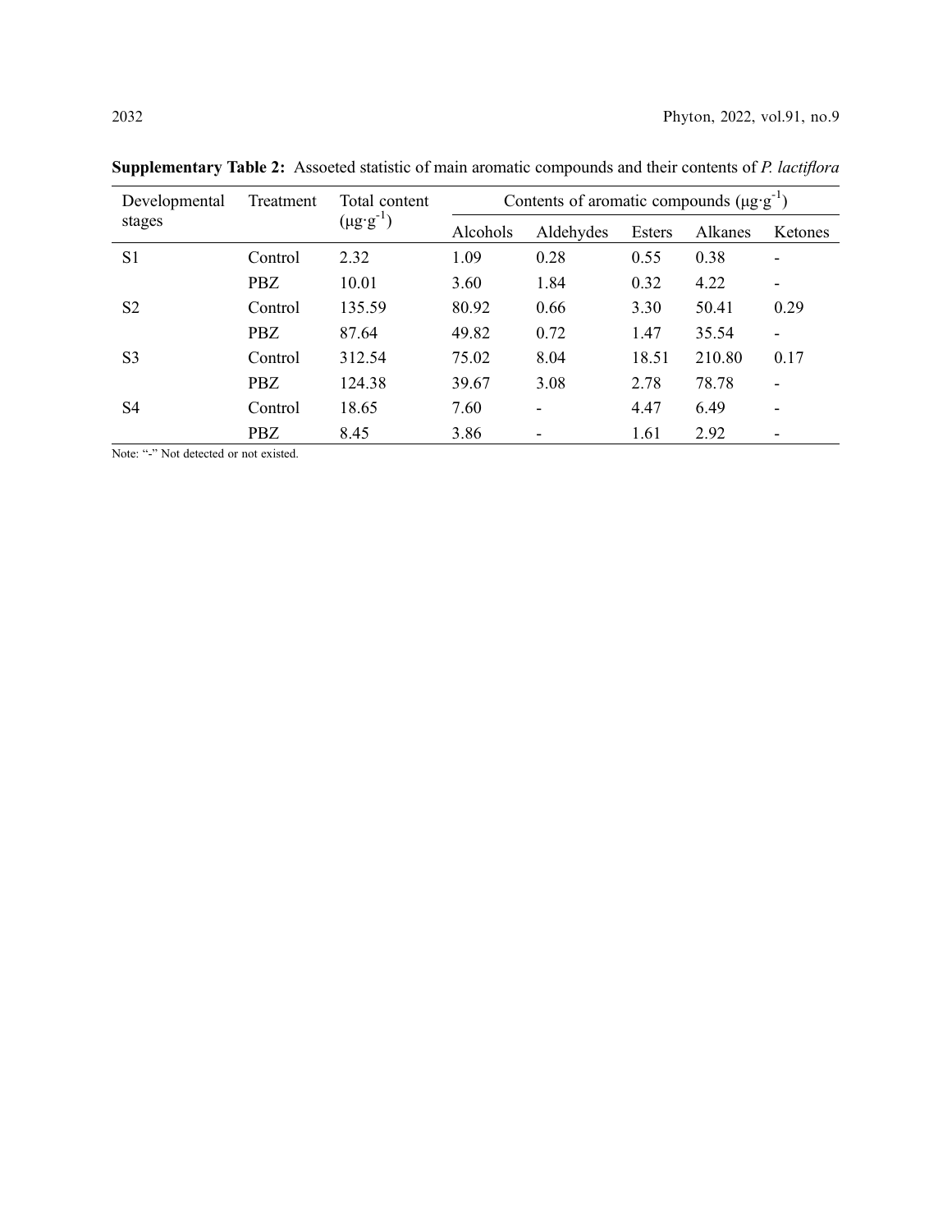**Supplementary Table 2:** Assoeted statistic of main aromatic compounds and their contents of *P. lactiflora*

| Developmental stages | Treatment | Total content ($\mu g \cdot g^{-1}$) | Contents of aromatic compounds ($\mu g \cdot g^{-1}$) | | | | |
|---|---|---|---|---|---|---|---|
| | | | Alcohols | Aldehydes | Esters | Alkanes | Ketones |
| S1 | Control | 2.32 | 1.09 | 0.28 | 0.55 | 0.38 | - |
| | PBZ | 10.01 | 3.60 | 1.84 | 0.32 | 4.22 | - |
| S2 | Control | 135.59 | 80.92 | 0.66 | 3.30 | 50.41 | 0.29 |
| | PBZ | 87.64 | 49.82 | 0.72 | 1.47 | 35.54 | - |
| S3 | Control | 312.54 | 75.02 | 8.04 | 18.51 | 210.80 | 0.17 |
| | PBZ | 124.38 | 39.67 | 3.08 | 2.78 | 78.78 | - |
| S4 | Control | 18.65 | 7.60 | - | 4.47 | 6.49 | - |
| | PBZ | 8.45 | 3.86 | - | 1.61 | 2.92 | - |

Note: "-" Not detected or not existed.